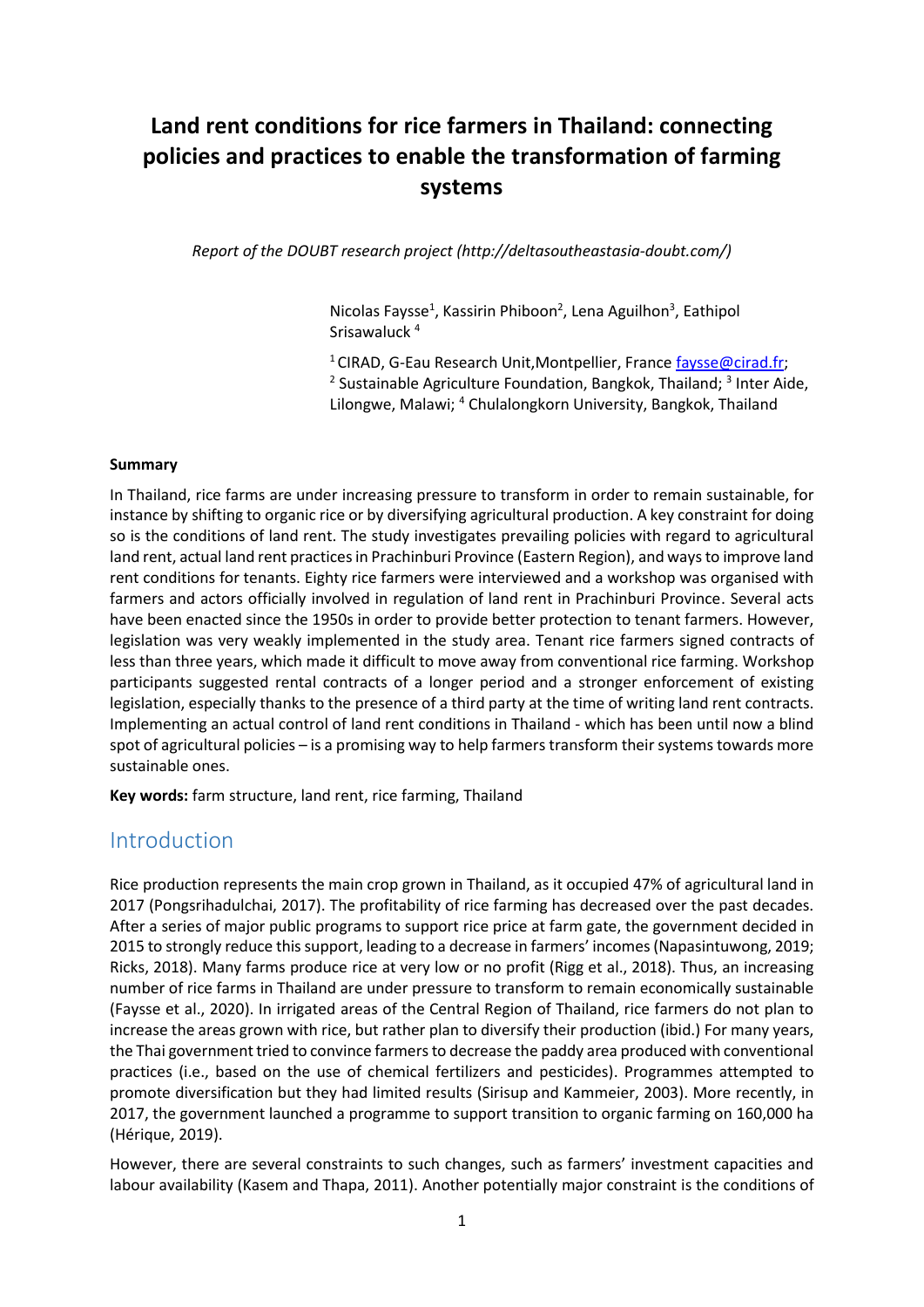# Land rent conditions for rice farmers in Thailand: connecting policies and practices to enable the transformation of farming systems

*Report of the DOUBT research project (http://deltasoutheastasia-doubt.com/)*

Nicolas Faysse[1], Kassirin Phiboon[2], Lena Aguilhon[3], Eathipol Srisawaluck [4]

[1] CIRAD, G-Eau Research Unit,Montpellier, France faysse@cirad.fr; [2] Sustainable Agriculture Foundation, Bangkok, Thailand; [3] Inter Aide, Lilongwe, Malawi; [4] Chulalongkorn University, Bangkok, Thailand

**Summary**

In Thailand, rice farms are under increasing pressure to transform in order to remain sustainable, for instance by shifting to organic rice or by diversifying agricultural production. A key constraint for doing so is the conditions of land rent. The study investigates prevailing policies with regard to agricultural land rent, actual land rent practices in Prachinburi Province (Eastern Region), and ways to improve land rent conditions for tenants. Eighty rice farmers were interviewed and a workshop was organised with farmers and actors officially involved in regulation of land rent in Prachinburi Province. Several acts have been enacted since the 1950s in order to provide better protection to tenant farmers. However, legislation was very weakly implemented in the study area. Tenant rice farmers signed contracts of less than three years, which made it difficult to move away from conventional rice farming. Workshop participants suggested rental contracts of a longer period and a stronger enforcement of existing legislation, especially thanks to the presence of a third party at the time of writing land rent contracts. Implementing an actual control of land rent conditions in Thailand - which has been until now a blind spot of agricultural policies – is a promising way to help farmers transform their systems towards more sustainable ones.

**Key words:** farm structure, land rent, rice farming, Thailand

## Introduction

Rice production represents the main crop grown in Thailand, as it occupied 47% of agricultural land in 2017 (Pongsrihadulchai, 2017). The profitability of rice farming has decreased over the past decades. After a series of major public programs to support rice price at farm gate, the government decided in 2015 to strongly reduce this support, leading to a decrease in farmers' incomes (Napasintuwong, 2019; Ricks, 2018). Many farms produce rice at very low or no profit (Rigg et al., 2018). Thus, an increasing number of rice farms in Thailand are under pressure to transform to remain economically sustainable (Faysse et al., 2020). In irrigated areas of the Central Region of Thailand, rice farmers do not plan to increase the areas grown with rice, but rather plan to diversify their production (ibid.) For many years, the Thai government tried to convince farmers to decrease the paddy area produced with conventional practices (i.e., based on the use of chemical fertilizers and pesticides). Programmes attempted to promote diversification but they had limited results (Sirisup and Kammeier, 2003). More recently, in 2017, the government launched a programme to support transition to organic farming on 160,000 ha (Hérique, 2019).

However, there are several constraints to such changes, such as farmers' investment capacities and labour availability (Kasem and Thapa, 2011). Another potentially major constraint is the conditions of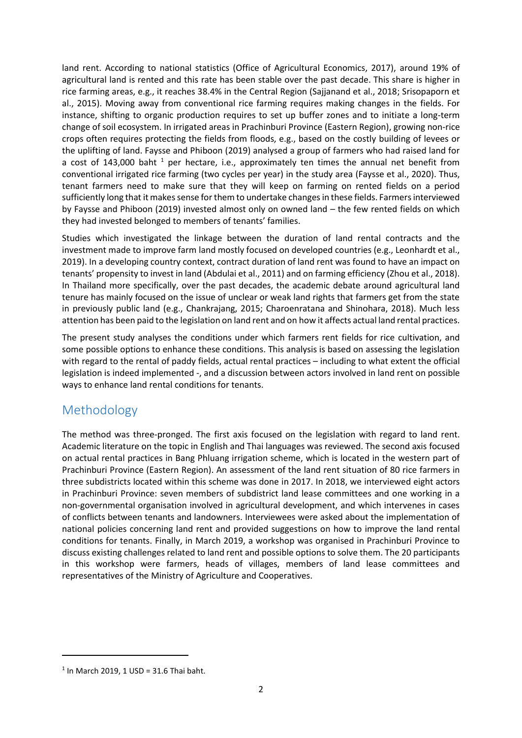land rent. According to national statistics (Office of Agricultural Economics, 2017), around 19% of agricultural land is rented and this rate has been stable over the past decade. This share is higher in rice farming areas, e.g., it reaches 38.4% in the Central Region (Sajjanand et al., 2018; Srisopaporn et al., 2015). Moving away from conventional rice farming requires making changes in the fields. For instance, shifting to organic production requires to set up buffer zones and to initiate a long-term change of soil ecosystem. In irrigated areas in Prachinburi Province (Eastern Region), growing non-rice crops often requires protecting the fields from floods, e.g., based on the costly building of levees or the uplifting of land. Faysse and Phiboon (2019) analysed a group of farmers who had raised land for a cost of 143,000 baht [1] per hectare, i.e., approximately ten times the annual net benefit from conventional irrigated rice farming (two cycles per year) in the study area (Faysse et al., 2020). Thus, tenant farmers need to make sure that they will keep on farming on rented fields on a period sufficiently long that it makes sense for them to undertake changes in these fields. Farmers interviewed by Faysse and Phiboon (2019) invested almost only on owned land – the few rented fields on which they had invested belonged to members of tenants' families.

Studies which investigated the linkage between the duration of land rental contracts and the investment made to improve farm land mostly focused on developed countries (e.g., Leonhardt et al., 2019). In a developing country context, contract duration of land rent was found to have an impact on tenants' propensity to invest in land (Abdulai et al., 2011) and on farming efficiency (Zhou et al., 2018). In Thailand more specifically, over the past decades, the academic debate around agricultural land tenure has mainly focused on the issue of unclear or weak land rights that farmers get from the state in previously public land (e.g., Chankrajang, 2015; Charoenratana and Shinohara, 2018). Much less attention has been paid to the legislation on land rent and on how it affects actual land rental practices.

The present study analyses the conditions under which farmers rent fields for rice cultivation, and some possible options to enhance these conditions. This analysis is based on assessing the legislation with regard to the rental of paddy fields, actual rental practices – including to what extent the official legislation is indeed implemented -, and a discussion between actors involved in land rent on possible ways to enhance land rental conditions for tenants.

## Methodology

The method was three-pronged. The first axis focused on the legislation with regard to land rent. Academic literature on the topic in English and Thai languages was reviewed. The second axis focused on actual rental practices in Bang Phluang irrigation scheme, which is located in the western part of Prachinburi Province (Eastern Region). An assessment of the land rent situation of 80 rice farmers in three subdistricts located within this scheme was done in 2017. In 2018, we interviewed eight actors in Prachinburi Province: seven members of subdistrict land lease committees and one working in a non-governmental organisation involved in agricultural development, and which intervenes in cases of conflicts between tenants and landowners. Interviewees were asked about the implementation of national policies concerning land rent and provided suggestions on how to improve the land rental conditions for tenants. Finally, in March 2019, a workshop was organised in Prachinburi Province to discuss existing challenges related to land rent and possible options to solve them. The 20 participants in this workshop were farmers, heads of villages, members of land lease committees and representatives of the Ministry of Agriculture and Cooperatives.

[1] In March 2019, 1 USD = 31.6 Thai baht.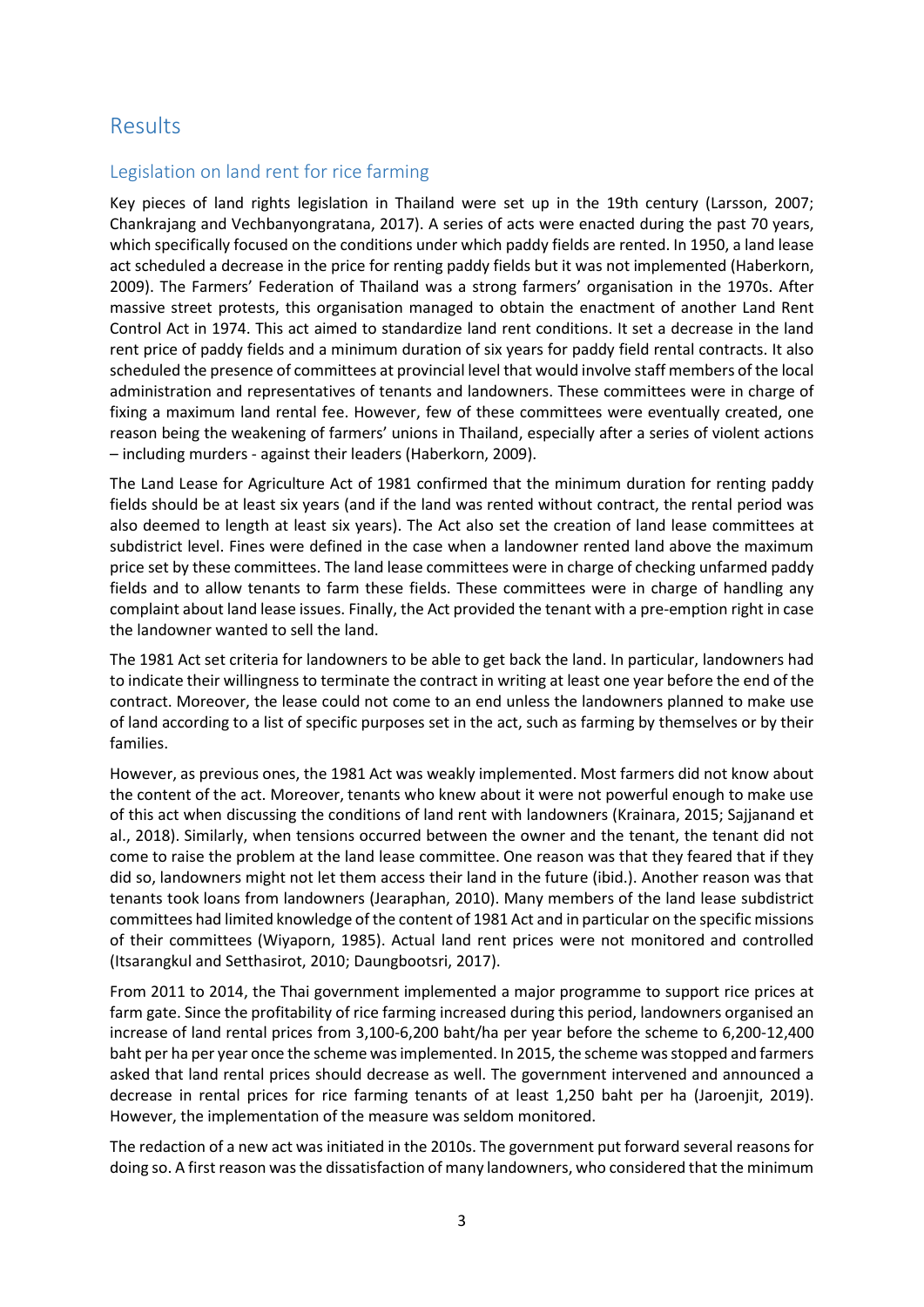## Results

### Legislation on land rent for rice farming

Key pieces of land rights legislation in Thailand were set up in the 19th century (Larsson, 2007; Chankrajang and Vechbanyongratana, 2017). A series of acts were enacted during the past 70 years, which specifically focused on the conditions under which paddy fields are rented. In 1950, a land lease act scheduled a decrease in the price for renting paddy fields but it was not implemented (Haberkorn, 2009). The Farmers' Federation of Thailand was a strong farmers' organisation in the 1970s. After massive street protests, this organisation managed to obtain the enactment of another Land Rent Control Act in 1974. This act aimed to standardize land rent conditions. It set a decrease in the land rent price of paddy fields and a minimum duration of six years for paddy field rental contracts. It also scheduled the presence of committees at provincial level that would involve staff members of the local administration and representatives of tenants and landowners. These committees were in charge of fixing a maximum land rental fee. However, few of these committees were eventually created, one reason being the weakening of farmers' unions in Thailand, especially after a series of violent actions – including murders - against their leaders (Haberkorn, 2009).

The Land Lease for Agriculture Act of 1981 confirmed that the minimum duration for renting paddy fields should be at least six years (and if the land was rented without contract, the rental period was also deemed to length at least six years). The Act also set the creation of land lease committees at subdistrict level. Fines were defined in the case when a landowner rented land above the maximum price set by these committees. The land lease committees were in charge of checking unfarmed paddy fields and to allow tenants to farm these fields. These committees were in charge of handling any complaint about land lease issues. Finally, the Act provided the tenant with a pre-emption right in case the landowner wanted to sell the land.

The 1981 Act set criteria for landowners to be able to get back the land. In particular, landowners had to indicate their willingness to terminate the contract in writing at least one year before the end of the contract. Moreover, the lease could not come to an end unless the landowners planned to make use of land according to a list of specific purposes set in the act, such as farming by themselves or by their families.

However, as previous ones, the 1981 Act was weakly implemented. Most farmers did not know about the content of the act. Moreover, tenants who knew about it were not powerful enough to make use of this act when discussing the conditions of land rent with landowners (Krainara, 2015; Sajjanand et al., 2018). Similarly, when tensions occurred between the owner and the tenant, the tenant did not come to raise the problem at the land lease committee. One reason was that they feared that if they did so, landowners might not let them access their land in the future (ibid.). Another reason was that tenants took loans from landowners (Jearaphan, 2010). Many members of the land lease subdistrict committees had limited knowledge of the content of 1981 Act and in particular on the specific missions of their committees (Wiyaporn, 1985). Actual land rent prices were not monitored and controlled (Itsarangkul and Setthasirot, 2010; Daungbootsri, 2017).

From 2011 to 2014, the Thai government implemented a major programme to support rice prices at farm gate. Since the profitability of rice farming increased during this period, landowners organised an increase of land rental prices from 3,100-6,200 baht/ha per year before the scheme to 6,200-12,400 baht per ha per year once the scheme was implemented. In 2015, the scheme was stopped and farmers asked that land rental prices should decrease as well. The government intervened and announced a decrease in rental prices for rice farming tenants of at least 1,250 baht per ha (Jaroenjit, 2019). However, the implementation of the measure was seldom monitored.

The redaction of a new act was initiated in the 2010s. The government put forward several reasons for doing so. A first reason was the dissatisfaction of many landowners, who considered that the minimum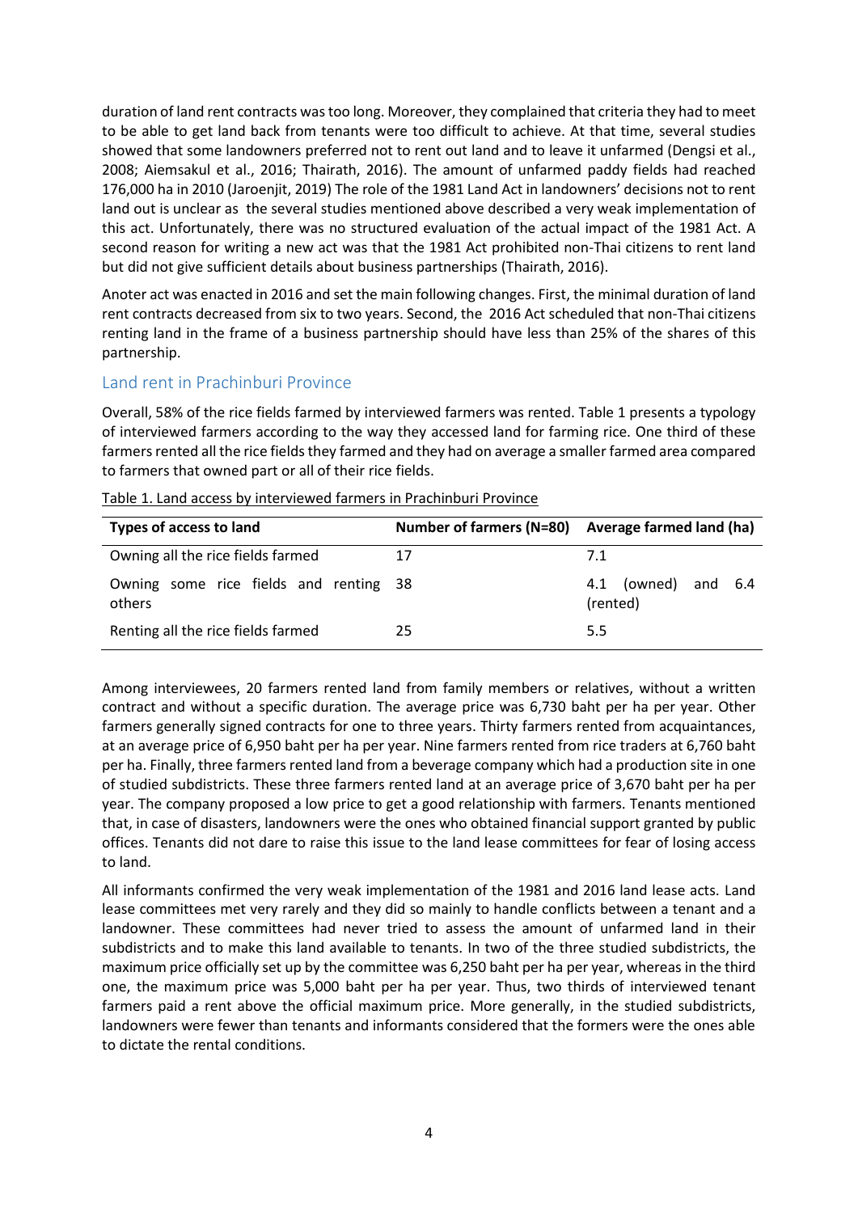duration of land rent contracts was too long. Moreover, they complained that criteria they had to meet to be able to get land back from tenants were too difficult to achieve. At that time, several studies showed that some landowners preferred not to rent out land and to leave it unfarmed (Dengsi et al., 2008; Aiemsakul et al., 2016; Thairath, 2016). The amount of unfarmed paddy fields had reached 176,000 ha in 2010 (Jaroenjit, 2019) The role of the 1981 Land Act in landowners' decisions not to rent land out is unclear as the several studies mentioned above described a very weak implementation of this act. Unfortunately, there was no structured evaluation of the actual impact of the 1981 Act. A second reason for writing a new act was that the 1981 Act prohibited non-Thai citizens to rent land but did not give sufficient details about business partnerships (Thairath, 2016).

Anoter act was enacted in 2016 and set the main following changes. First, the minimal duration of land rent contracts decreased from six to two years. Second, the 2016 Act scheduled that non-Thai citizens renting land in the frame of a business partnership should have less than 25% of the shares of this partnership.

## Land rent in Prachinburi Province

Overall, 58% of the rice fields farmed by interviewed farmers was rented. Table 1 presents a typology of interviewed farmers according to the way they accessed land for farming rice. One third of these farmers rented all the rice fields they farmed and they had on average a smaller farmed area compared to farmers that owned part or all of their rice fields.

Table 1. Land access by interviewed farmers in Prachinburi Province

| Types of access to land | Number of farmers (N=80) | Average farmed land (ha) |
|---|---|---|
| Owning all the rice fields farmed | 17 | 7.1 |
| Owning some rice fields and renting others | 38 | 4.1 (owned) and 6.4 (rented) |
| Renting all the rice fields farmed | 25 | 5.5 |

Among interviewees, 20 farmers rented land from family members or relatives, without a written contract and without a specific duration. The average price was 6,730 baht per ha per year. Other farmers generally signed contracts for one to three years. Thirty farmers rented from acquaintances, at an average price of 6,950 baht per ha per year. Nine farmers rented from rice traders at 6,760 baht per ha. Finally, three farmers rented land from a beverage company which had a production site in one of studied subdistricts. These three farmers rented land at an average price of 3,670 baht per ha per year. The company proposed a low price to get a good relationship with farmers. Tenants mentioned that, in case of disasters, landowners were the ones who obtained financial support granted by public offices. Tenants did not dare to raise this issue to the land lease committees for fear of losing access to land.

All informants confirmed the very weak implementation of the 1981 and 2016 land lease acts. Land lease committees met very rarely and they did so mainly to handle conflicts between a tenant and a landowner. These committees had never tried to assess the amount of unfarmed land in their subdistricts and to make this land available to tenants. In two of the three studied subdistricts, the maximum price officially set up by the committee was 6,250 baht per ha per year, whereas in the third one, the maximum price was 5,000 baht per ha per year. Thus, two thirds of interviewed tenant farmers paid a rent above the official maximum price. More generally, in the studied subdistricts, landowners were fewer than tenants and informants considered that the formers were the ones able to dictate the rental conditions.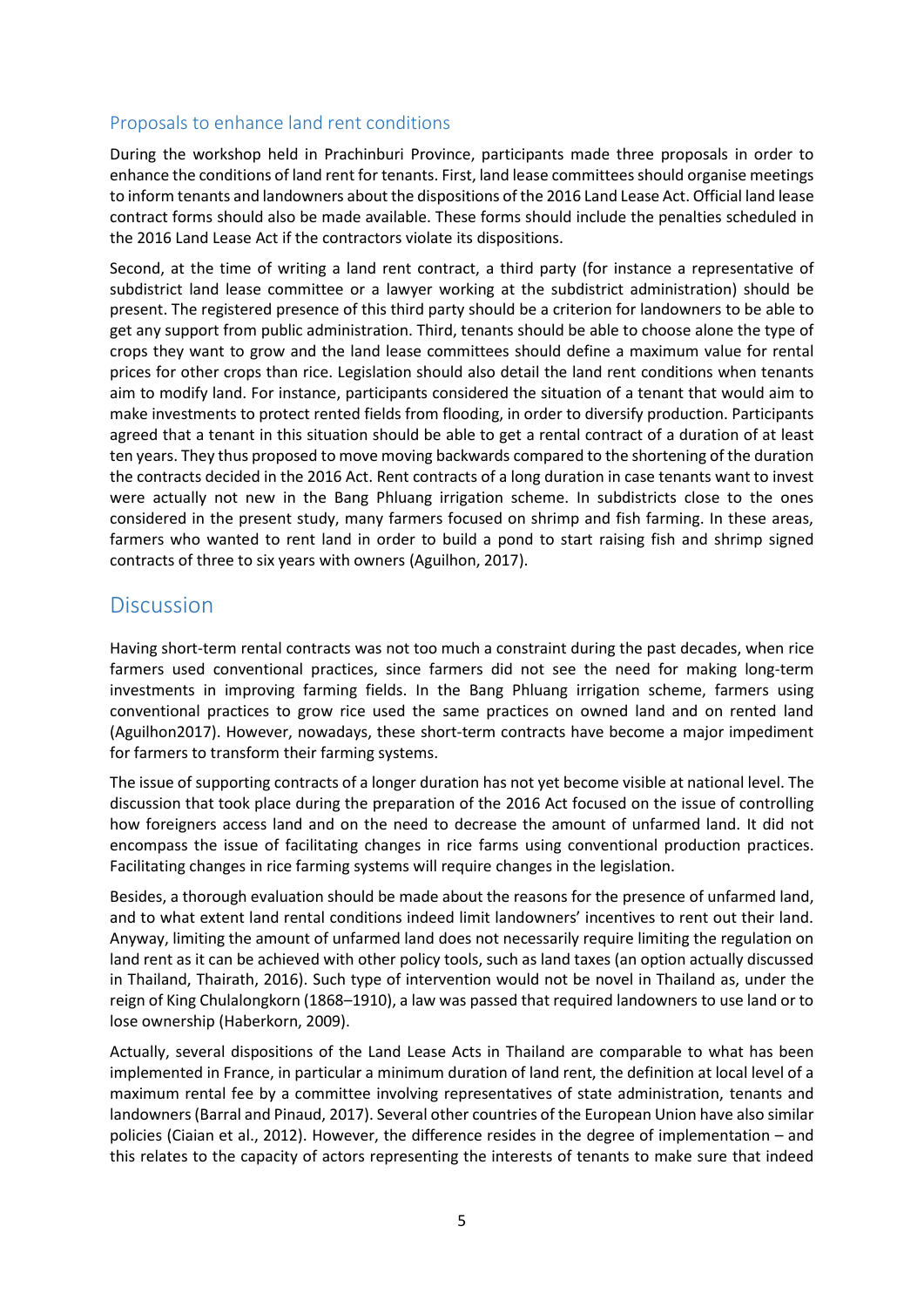### Proposals to enhance land rent conditions

During the workshop held in Prachinburi Province, participants made three proposals in order to enhance the conditions of land rent for tenants. First, land lease committees should organise meetings to inform tenants and landowners about the dispositions of the 2016 Land Lease Act. Official land lease contract forms should also be made available. These forms should include the penalties scheduled in the 2016 Land Lease Act if the contractors violate its dispositions.

Second, at the time of writing a land rent contract, a third party (for instance a representative of subdistrict land lease committee or a lawyer working at the subdistrict administration) should be present. The registered presence of this third party should be a criterion for landowners to be able to get any support from public administration. Third, tenants should be able to choose alone the type of crops they want to grow and the land lease committees should define a maximum value for rental prices for other crops than rice. Legislation should also detail the land rent conditions when tenants aim to modify land. For instance, participants considered the situation of a tenant that would aim to make investments to protect rented fields from flooding, in order to diversify production. Participants agreed that a tenant in this situation should be able to get a rental contract of a duration of at least ten years. They thus proposed to move moving backwards compared to the shortening of the duration the contracts decided in the 2016 Act. Rent contracts of a long duration in case tenants want to invest were actually not new in the Bang Phluang irrigation scheme. In subdistricts close to the ones considered in the present study, many farmers focused on shrimp and fish farming. In these areas, farmers who wanted to rent land in order to build a pond to start raising fish and shrimp signed contracts of three to six years with owners (Aguilhon, 2017).

## Discussion

Having short-term rental contracts was not too much a constraint during the past decades, when rice farmers used conventional practices, since farmers did not see the need for making long-term investments in improving farming fields. In the Bang Phluang irrigation scheme, farmers using conventional practices to grow rice used the same practices on owned land and on rented land (Aguilhon2017). However, nowadays, these short-term contracts have become a major impediment for farmers to transform their farming systems.

The issue of supporting contracts of a longer duration has not yet become visible at national level. The discussion that took place during the preparation of the 2016 Act focused on the issue of controlling how foreigners access land and on the need to decrease the amount of unfarmed land. It did not encompass the issue of facilitating changes in rice farms using conventional production practices. Facilitating changes in rice farming systems will require changes in the legislation.

Besides, a thorough evaluation should be made about the reasons for the presence of unfarmed land, and to what extent land rental conditions indeed limit landowners' incentives to rent out their land. Anyway, limiting the amount of unfarmed land does not necessarily require limiting the regulation on land rent as it can be achieved with other policy tools, such as land taxes (an option actually discussed in Thailand, Thairath, 2016). Such type of intervention would not be novel in Thailand as, under the reign of King Chulalongkorn (1868–1910), a law was passed that required landowners to use land or to lose ownership (Haberkorn, 2009).

Actually, several dispositions of the Land Lease Acts in Thailand are comparable to what has been implemented in France, in particular a minimum duration of land rent, the definition at local level of a maximum rental fee by a committee involving representatives of state administration, tenants and landowners (Barral and Pinaud, 2017). Several other countries of the European Union have also similar policies (Ciaian et al., 2012). However, the difference resides in the degree of implementation – and this relates to the capacity of actors representing the interests of tenants to make sure that indeed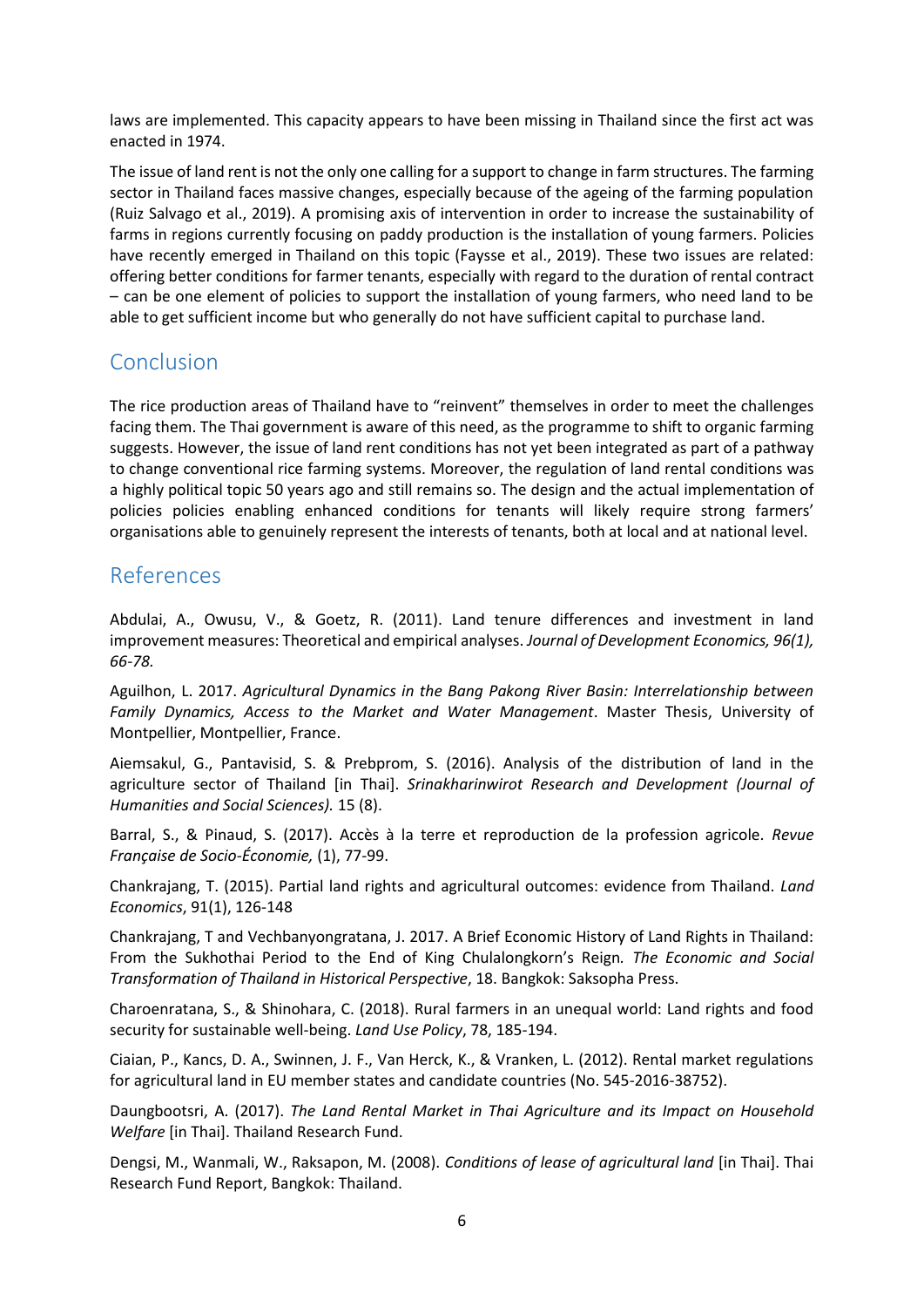laws are implemented. This capacity appears to have been missing in Thailand since the first act was enacted in 1974.

The issue of land rent is not the only one calling for a support to change in farm structures. The farming sector in Thailand faces massive changes, especially because of the ageing of the farming population (Ruiz Salvago et al., 2019). A promising axis of intervention in order to increase the sustainability of farms in regions currently focusing on paddy production is the installation of young farmers. Policies have recently emerged in Thailand on this topic (Faysse et al., 2019). These two issues are related: offering better conditions for farmer tenants, especially with regard to the duration of rental contract – can be one element of policies to support the installation of young farmers, who need land to be able to get sufficient income but who generally do not have sufficient capital to purchase land.

## Conclusion

The rice production areas of Thailand have to "reinvent" themselves in order to meet the challenges facing them. The Thai government is aware of this need, as the programme to shift to organic farming suggests. However, the issue of land rent conditions has not yet been integrated as part of a pathway to change conventional rice farming systems. Moreover, the regulation of land rental conditions was a highly political topic 50 years ago and still remains so. The design and the actual implementation of policies policies enabling enhanced conditions for tenants will likely require strong farmers' organisations able to genuinely represent the interests of tenants, both at local and at national level.

## References

Abdulai, A., Owusu, V., & Goetz, R. (2011). Land tenure differences and investment in land improvement measures: Theoretical and empirical analyses. *Journal of Development Economics, 96(1), 66-78.*

Aguilhon, L. 2017. *Agricultural Dynamics in the Bang Pakong River Basin: Interrelationship between Family Dynamics, Access to the Market and Water Management*. Master Thesis, University of Montpellier, Montpellier, France.

Aiemsakul, G., Pantavisid, S. & Prebprom, S. (2016). Analysis of the distribution of land in the agriculture sector of Thailand [in Thai]. *Srinakharinwirot Research and Development (Journal of Humanities and Social Sciences).* 15 (8).

Barral, S., & Pinaud, S. (2017). Accès à la terre et reproduction de la profession agricole. *Revue Française de Socio-Économie,* (1), 77-99.

Chankrajang, T. (2015). Partial land rights and agricultural outcomes: evidence from Thailand. *Land Economics*, 91(1), 126-148

Chankrajang, T and Vechbanyongratana, J. 2017. A Brief Economic History of Land Rights in Thailand: From the Sukhothai Period to the End of King Chulalongkorn's Reign. *The Economic and Social Transformation of Thailand in Historical Perspective*, 18. Bangkok: Saksopha Press.

Charoenratana, S., & Shinohara, C. (2018). Rural farmers in an unequal world: Land rights and food security for sustainable well-being. *Land Use Policy*, 78, 185-194.

Ciaian, P., Kancs, D. A., Swinnen, J. F., Van Herck, K., & Vranken, L. (2012). Rental market regulations for agricultural land in EU member states and candidate countries (No. 545-2016-38752).

Daungbootsri, A. (2017). *The Land Rental Market in Thai Agriculture and its Impact on Household Welfare* [in Thai]. Thailand Research Fund.

Dengsi, M., Wanmali, W., Raksapon, M. (2008). *Conditions of lease of agricultural land* [in Thai]. Thai Research Fund Report, Bangkok: Thailand.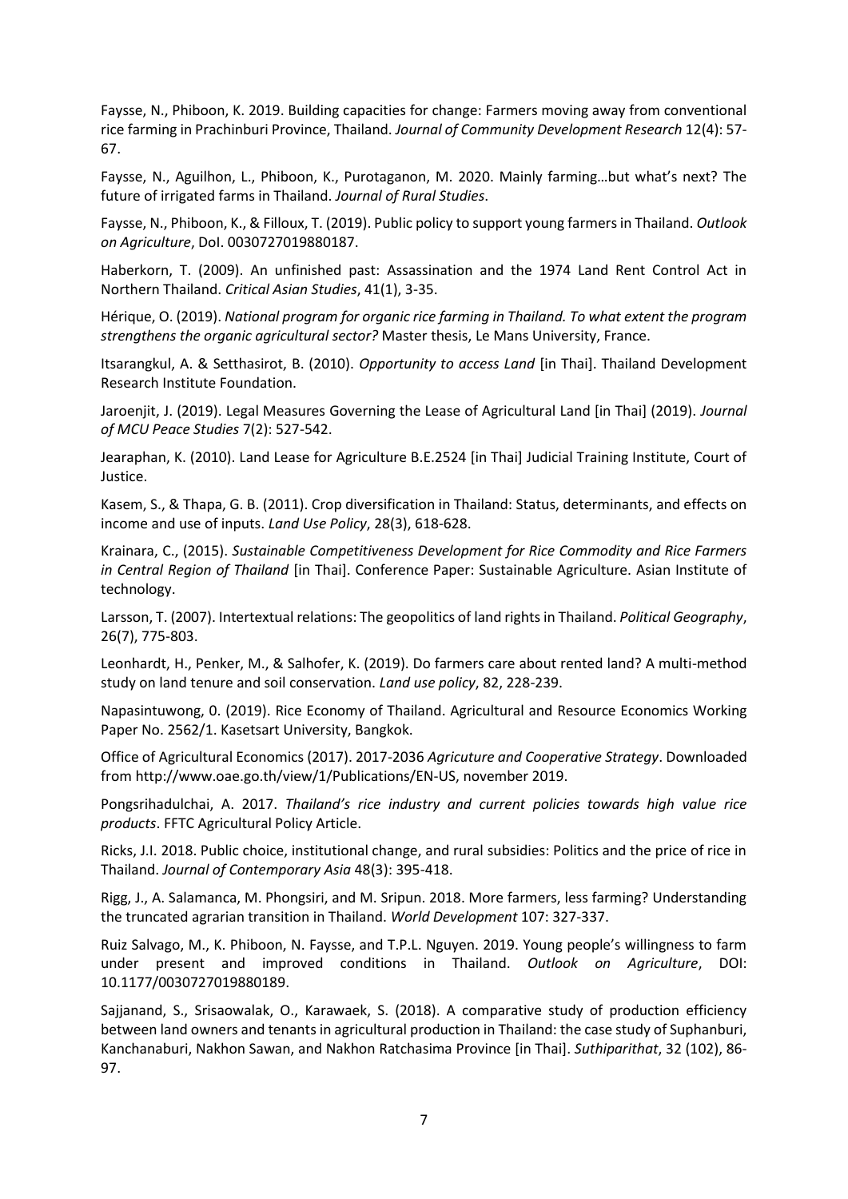Faysse, N., Phiboon, K. 2019. Building capacities for change: Farmers moving away from conventional rice farming in Prachinburi Province, Thailand. *Journal of Community Development Research* 12(4): 57-67.

Faysse, N., Aguilhon, L., Phiboon, K., Purotaganon, M. 2020. Mainly farming…but what's next? The future of irrigated farms in Thailand. *Journal of Rural Studies*.

Faysse, N., Phiboon, K., & Filloux, T. (2019). Public policy to support young farmers in Thailand. *Outlook on Agriculture*, DoI. 0030727019880187.

Haberkorn, T. (2009). An unfinished past: Assassination and the 1974 Land Rent Control Act in Northern Thailand. *Critical Asian Studies*, 41(1), 3-35.

Hérique, O. (2019). *National program for organic rice farming in Thailand. To what extent the program strengthens the organic agricultural sector?* Master thesis, Le Mans University, France.

Itsarangkul, A. & Setthasirot, B. (2010). *Opportunity to access Land* [in Thai]. Thailand Development Research Institute Foundation.

Jaroenjit, J. (2019). Legal Measures Governing the Lease of Agricultural Land [in Thai] (2019). *Journal of MCU Peace Studies* 7(2): 527-542.

Jearaphan, K. (2010). Land Lease for Agriculture B.E.2524 [in Thai] Judicial Training Institute, Court of Justice.

Kasem, S., & Thapa, G. B. (2011). Crop diversification in Thailand: Status, determinants, and effects on income and use of inputs. *Land Use Policy*, 28(3), 618-628.

Krainara, C., (2015). *Sustainable Competitiveness Development for Rice Commodity and Rice Farmers in Central Region of Thailand* [in Thai]. Conference Paper: Sustainable Agriculture. Asian Institute of technology.

Larsson, T. (2007). Intertextual relations: The geopolitics of land rights in Thailand. *Political Geography*, 26(7), 775-803.

Leonhardt, H., Penker, M., & Salhofer, K. (2019). Do farmers care about rented land? A multi-method study on land tenure and soil conservation. *Land use policy*, 82, 228-239.

Napasintuwong, 0. (2019). Rice Economy of Thailand. Agricultural and Resource Economics Working Paper No. 2562/1. Kasetsart University, Bangkok.

Office of Agricultural Economics (2017). 2017-2036 *Agricuture and Cooperative Strategy*. Downloaded from http://www.oae.go.th/view/1/Publications/EN-US, november 2019.

Pongsrihadulchai, A. 2017. *Thailand's rice industry and current policies towards high value rice products*. FFTC Agricultural Policy Article.

Ricks, J.I. 2018. Public choice, institutional change, and rural subsidies: Politics and the price of rice in Thailand. *Journal of Contemporary Asia* 48(3): 395-418.

Rigg, J., A. Salamanca, M. Phongsiri, and M. Sripun. 2018. More farmers, less farming? Understanding the truncated agrarian transition in Thailand. *World Development* 107: 327-337.

Ruiz Salvago, M., K. Phiboon, N. Faysse, and T.P.L. Nguyen. 2019. Young people's willingness to farm under present and improved conditions in Thailand. *Outlook on Agriculture*, DOI: 10.1177/0030727019880189.

Sajjanand, S., Srisaowalak, O., Karawaek, S. (2018). A comparative study of production efficiency between land owners and tenants in agricultural production in Thailand: the case study of Suphanburi, Kanchanaburi, Nakhon Sawan, and Nakhon Ratchasima Province [in Thai]. *Suthiparithat*, 32 (102), 86-97.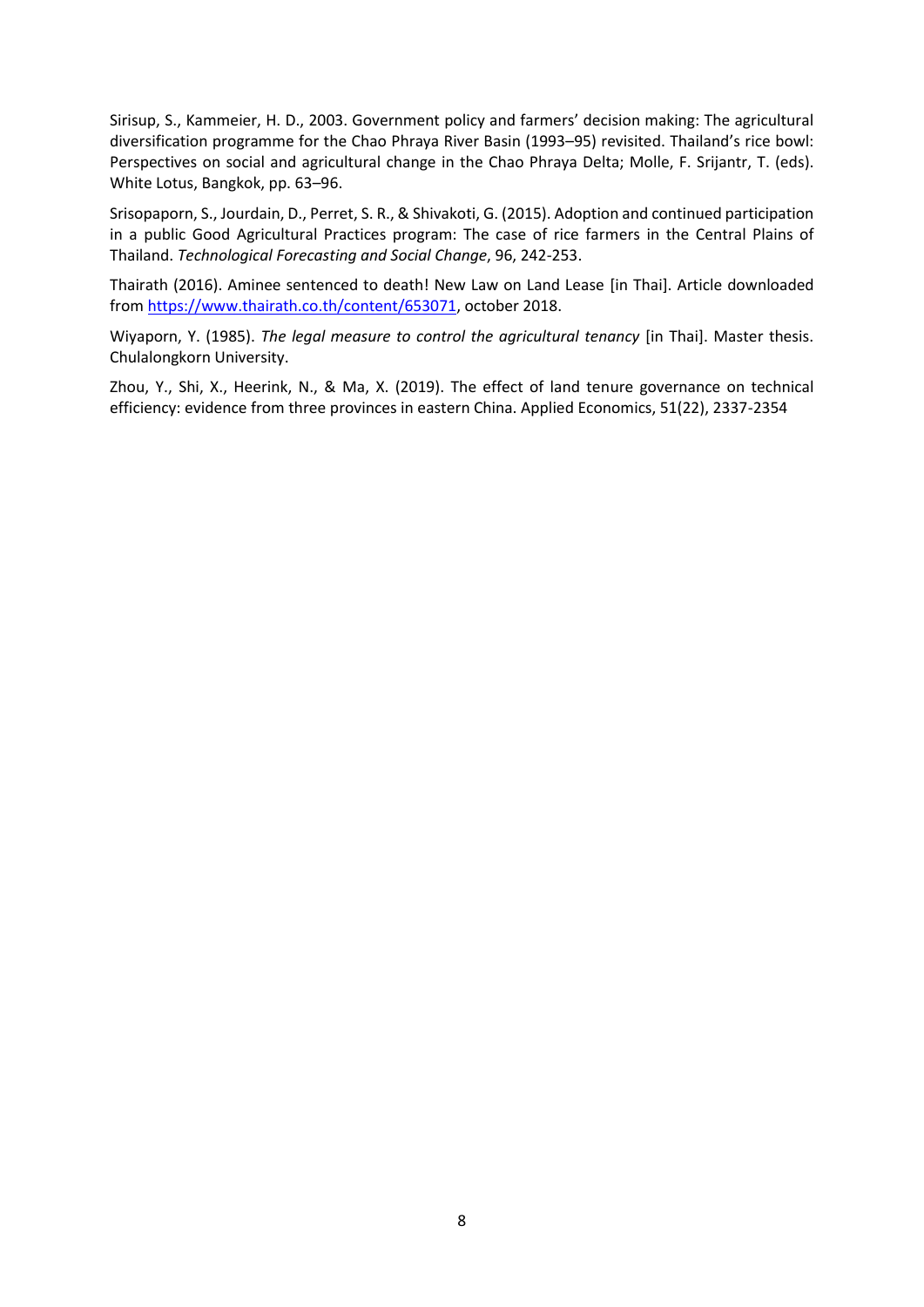Sirisup, S., Kammeier, H. D., 2003. Government policy and farmers' decision making: The agricultural diversification programme for the Chao Phraya River Basin (1993–95) revisited. Thailand's rice bowl: Perspectives on social and agricultural change in the Chao Phraya Delta; Molle, F. Srijantr, T. (eds). White Lotus, Bangkok, pp. 63–96.

Srisopaporn, S., Jourdain, D., Perret, S. R., & Shivakoti, G. (2015). Adoption and continued participation in a public Good Agricultural Practices program: The case of rice farmers in the Central Plains of Thailand. *Technological Forecasting and Social Change*, 96, 242-253.

Thairath (2016). Aminee sentenced to death! New Law on Land Lease [in Thai]. Article downloaded from https://www.thairath.co.th/content/653071, october 2018.

Wiyaporn, Y. (1985). *The legal measure to control the agricultural tenancy* [in Thai]. Master thesis. Chulalongkorn University.

Zhou, Y., Shi, X., Heerink, N., & Ma, X. (2019). The effect of land tenure governance on technical efficiency: evidence from three provinces in eastern China. Applied Economics, 51(22), 2337-2354